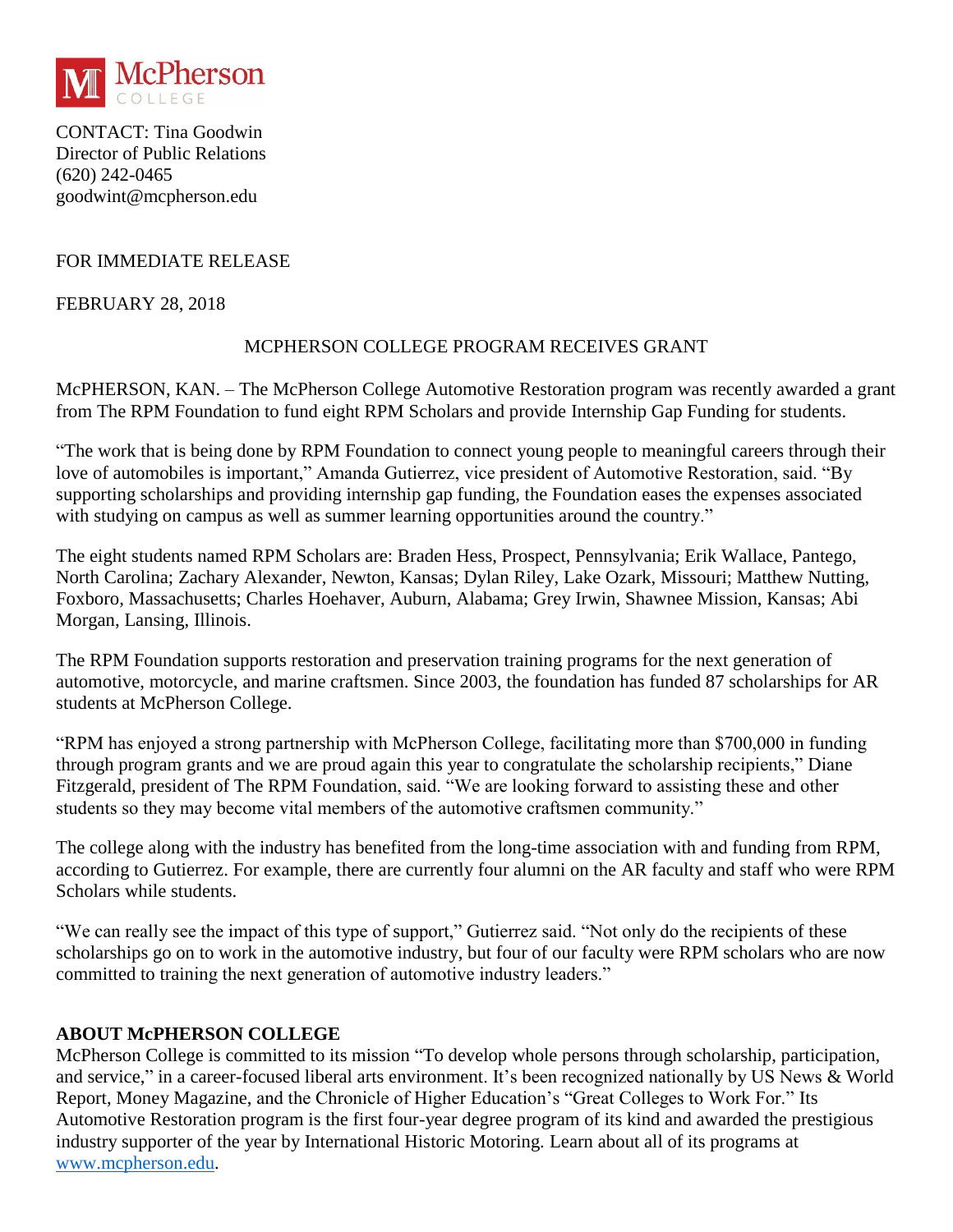McPherson COLLEGE

CONTACT: Tina Goodwin
Director of Public Relations
(620) 242-0465
goodwint@mcpherson.edu

FOR IMMEDIATE RELEASE

FEBRUARY 28, 2018

MCPHERSON COLLEGE PROGRAM RECEIVES GRANT

McPHERSON, KAN. – The McPherson College Automotive Restoration program was recently awarded a grant from The RPM Foundation to fund eight RPM Scholars and provide Internship Gap Funding for students.

"The work that is being done by RPM Foundation to connect young people to meaningful careers through their love of automobiles is important," Amanda Gutierrez, vice president of Automotive Restoration, said. "By supporting scholarships and providing internship gap funding, the Foundation eases the expenses associated with studying on campus as well as summer learning opportunities around the country."

The eight students named RPM Scholars are: Braden Hess, Prospect, Pennsylvania; Erik Wallace, Pantego, North Carolina; Zachary Alexander, Newton, Kansas; Dylan Riley, Lake Ozark, Missouri; Matthew Nutting, Foxboro, Massachusetts; Charles Hoehaver, Auburn, Alabama; Grey Irwin, Shawnee Mission, Kansas; Abi Morgan, Lansing, Illinois.

The RPM Foundation supports restoration and preservation training programs for the next generation of automotive, motorcycle, and marine craftsmen. Since 2003, the foundation has funded 87 scholarships for AR students at McPherson College.

"RPM has enjoyed a strong partnership with McPherson College, facilitating more than $700,000 in funding through program grants and we are proud again this year to congratulate the scholarship recipients," Diane Fitzgerald, president of The RPM Foundation, said. "We are looking forward to assisting these and other students so they may become vital members of the automotive craftsmen community."

The college along with the industry has benefited from the long-time association with and funding from RPM, according to Gutierrez. For example, there are currently four alumni on the AR faculty and staff who were RPM Scholars while students.

"We can really see the impact of this type of support," Gutierrez said. "Not only do the recipients of these scholarships go on to work in the automotive industry, but four of our faculty were RPM scholars who are now committed to training the next generation of automotive industry leaders."

**ABOUT McPHERSON COLLEGE**

McPherson College is committed to its mission "To develop whole persons through scholarship, participation, and service," in a career-focused liberal arts environment. It's been recognized nationally by US News & World Report, Money Magazine, and the Chronicle of Higher Education's "Great Colleges to Work For." Its Automotive Restoration program is the first four-year degree program of its kind and awarded the prestigious industry supporter of the year by International Historic Motoring. Learn about all of its programs at [www.mcpherson.edu](http://www.mcpherson.edu).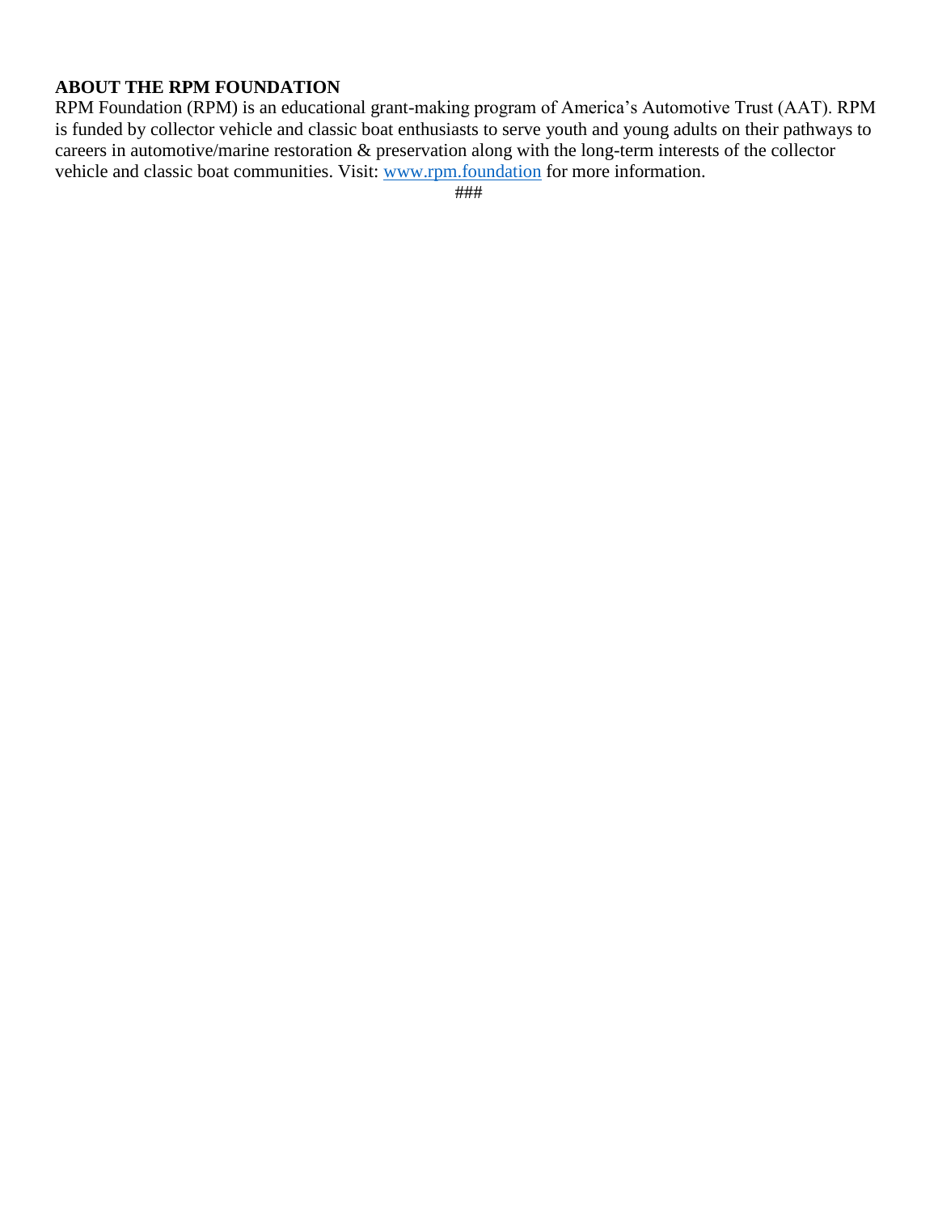**ABOUT THE RPM FOUNDATION**

RPM Foundation (RPM) is an educational grant-making program of America's Automotive Trust (AAT). RPM is funded by collector vehicle and classic boat enthusiasts to serve youth and young adults on their pathways to careers in automotive/marine restoration & preservation along with the long-term interests of the collector vehicle and classic boat communities. Visit: [www.rpm.foundation](http://www.rpm.foundation) for more information.

###